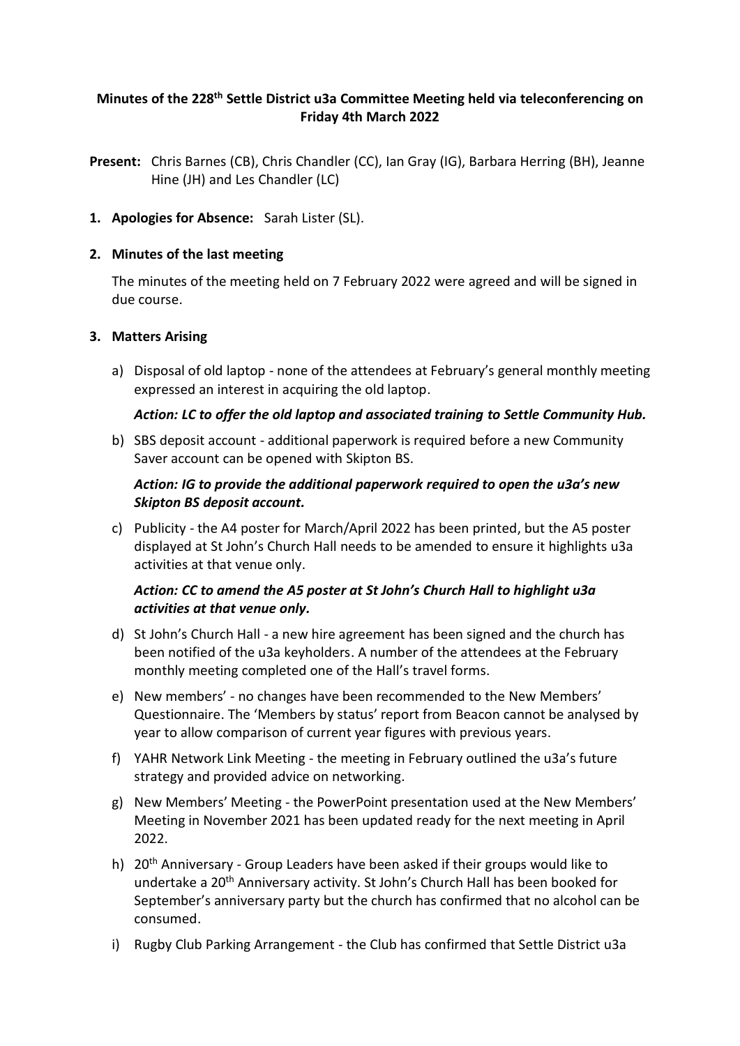**Minutes of the 228th Settle District u3a Committee Meeting held via teleconferencing on Friday 4th March 2022**

**Present:** Chris Barnes (CB), Chris Chandler (CC), Ian Gray (IG), Barbara Herring (BH), Jeanne Hine (JH) and Les Chandler (LC)

1. **Apologies for Absence:** Sarah Lister (SL).

2. **Minutes of the last meeting**

   The minutes of the meeting held on 7 February 2022 were agreed and will be signed in due course.

3. **Matters Arising**

   a) Disposal of old laptop - none of the attendees at February's general monthly meeting expressed an interest in acquiring the old laptop.

      ***Action: LC to offer the old laptop and associated training to Settle Community Hub.***

   b) SBS deposit account - additional paperwork is required before a new Community Saver account can be opened with Skipton BS.

      ***Action: IG to provide the additional paperwork required to open the u3a's new Skipton BS deposit account.***

   c) Publicity - the A4 poster for March/April 2022 has been printed, but the A5 poster displayed at St John's Church Hall needs to be amended to ensure it highlights u3a activities at that venue only.

      ***Action: CC to amend the A5 poster at St John's Church Hall to highlight u3a activities at that venue only.***

   d) St John's Church Hall - a new hire agreement has been signed and the church has been notified of the u3a keyholders. A number of the attendees at the February monthly meeting completed one of the Hall's travel forms.

   e) New members' - no changes have been recommended to the New Members' Questionnaire. The 'Members by status' report from Beacon cannot be analysed by year to allow comparison of current year figures with previous years.

   f) YAHR Network Link Meeting - the meeting in February outlined the u3a's future strategy and provided advice on networking.

   g) New Members' Meeting - the PowerPoint presentation used at the New Members' Meeting in November 2021 has been updated ready for the next meeting in April 2022.

   h) 20th Anniversary - Group Leaders have been asked if their groups would like to undertake a 20th Anniversary activity. St John's Church Hall has been booked for September's anniversary party but the church has confirmed that no alcohol can be consumed.

   i) Rugby Club Parking Arrangement - the Club has confirmed that Settle District u3a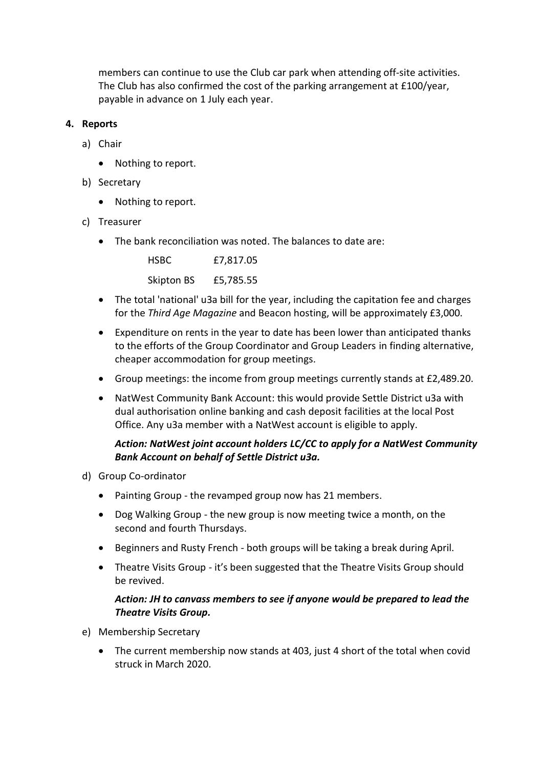members can continue to use the Club car park when attending off-site activities. The Club has also confirmed the cost of the parking arrangement at £100/year, payable in advance on 1 July each year.

**4. Reports**

a) Chair

- Nothing to report.

b) Secretary

- Nothing to report.

c) Treasurer

- The bank reconciliation was noted. The balances to date are:

  HSBC £7,817.05

  Skipton BS £5,785.55

- The total 'national' u3a bill for the year, including the capitation fee and charges for the *Third Age Magazine* and Beacon hosting, will be approximately £3,000.
- Expenditure on rents in the year to date has been lower than anticipated thanks to the efforts of the Group Coordinator and Group Leaders in finding alternative, cheaper accommodation for group meetings.
- Group meetings: the income from group meetings currently stands at £2,489.20.
- NatWest Community Bank Account: this would provide Settle District u3a with dual authorisation online banking and cash deposit facilities at the local Post Office. Any u3a member with a NatWest account is eligible to apply.

  ***Action: NatWest joint account holders LC/CC to apply for a NatWest Community Bank Account on behalf of Settle District u3a.***

d) Group Co-ordinator

- Painting Group - the revamped group now has 21 members.
- Dog Walking Group - the new group is now meeting twice a month, on the second and fourth Thursdays.
- Beginners and Rusty French - both groups will be taking a break during April.
- Theatre Visits Group - it's been suggested that the Theatre Visits Group should be revived.

  ***Action: JH to canvass members to see if anyone would be prepared to lead the Theatre Visits Group.***

e) Membership Secretary

- The current membership now stands at 403, just 4 short of the total when covid struck in March 2020.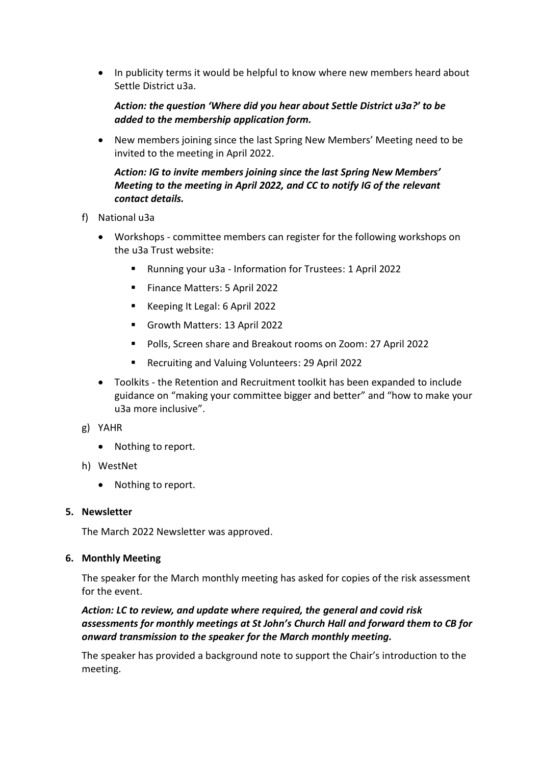- In publicity terms it would be helpful to know where new members heard about Settle District u3a.

  ***Action: the question 'Where did you hear about Settle District u3a?' to be added to the membership application form.***

- New members joining since the last Spring New Members' Meeting need to be invited to the meeting in April 2022.

  ***Action: IG to invite members joining since the last Spring New Members' Meeting to the meeting in April 2022, and CC to notify IG of the relevant contact details.***

f) National u3a

- Workshops - committee members can register for the following workshops on the u3a Trust website:
  - Running your u3a - Information for Trustees: 1 April 2022
  - Finance Matters: 5 April 2022
  - Keeping It Legal: 6 April 2022
  - Growth Matters: 13 April 2022
  - Polls, Screen share and Breakout rooms on Zoom: 27 April 2022
  - Recruiting and Valuing Volunteers: 29 April 2022
- Toolkits - the Retention and Recruitment toolkit has been expanded to include guidance on "making your committee bigger and better" and "how to make your u3a more inclusive".

g) YAHR

- Nothing to report.

h) WestNet

- Nothing to report.

**5. Newsletter**

The March 2022 Newsletter was approved.

**6. Monthly Meeting**

The speaker for the March monthly meeting has asked for copies of the risk assessment for the event.

***Action: LC to review, and update where required, the general and covid risk assessments for monthly meetings at St John's Church Hall and forward them to CB for onward transmission to the speaker for the March monthly meeting.***

The speaker has provided a background note to support the Chair's introduction to the meeting.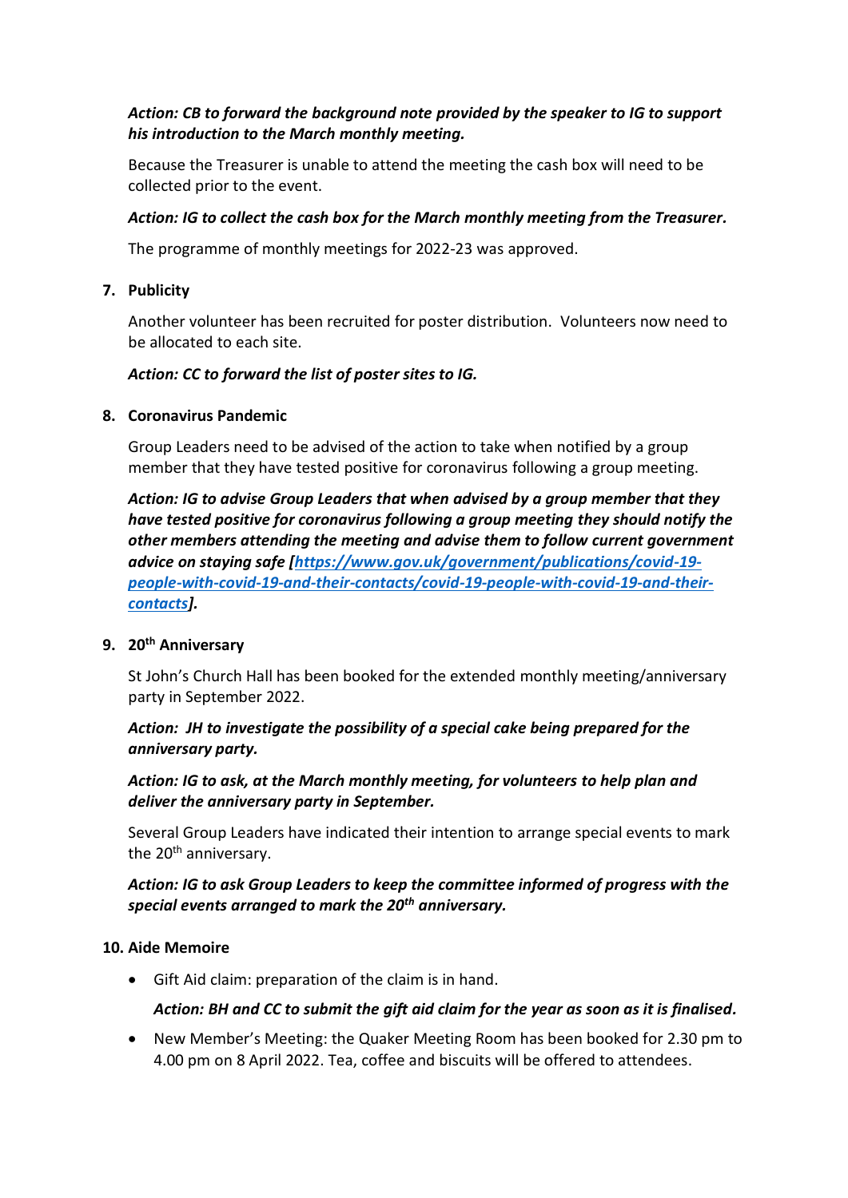***Action: CB to forward the background note provided by the speaker to IG to support his introduction to the March monthly meeting.***

Because the Treasurer is unable to attend the meeting the cash box will need to be collected prior to the event.

***Action: IG to collect the cash box for the March monthly meeting from the Treasurer.***

The programme of monthly meetings for 2022-23 was approved.

**7. Publicity**

Another volunteer has been recruited for poster distribution. Volunteers now need to be allocated to each site.

***Action: CC to forward the list of poster sites to IG.***

**8. Coronavirus Pandemic**

Group Leaders need to be advised of the action to take when notified by a group member that they have tested positive for coronavirus following a group meeting.

***Action: IG to advise Group Leaders that when advised by a group member that they have tested positive for coronavirus following a group meeting they should notify the other members attending the meeting and advise them to follow current government advice on staying safe [[https://www.gov.uk/government/publications/covid-19-people-with-covid-19-and-their-contacts/covid-19-people-with-covid-19-and-their-contacts](https://www.gov.uk/government/publications/covid-19-people-with-covid-19-and-their-contacts/covid-19-people-with-covid-19-and-their-contacts)].***

**9. 20th Anniversary**

St John's Church Hall has been booked for the extended monthly meeting/anniversary party in September 2022.

***Action: JH to investigate the possibility of a special cake being prepared for the anniversary party.***

***Action: IG to ask, at the March monthly meeting, for volunteers to help plan and deliver the anniversary party in September.***

Several Group Leaders have indicated their intention to arrange special events to mark the 20th anniversary.

***Action: IG to ask Group Leaders to keep the committee informed of progress with the special events arranged to mark the 20th anniversary.***

**10. Aide Memoire**

- Gift Aid claim: preparation of the claim is in hand.

  ***Action: BH and CC to submit the gift aid claim for the year as soon as it is finalised.***

- New Member's Meeting: the Quaker Meeting Room has been booked for 2.30 pm to 4.00 pm on 8 April 2022. Tea, coffee and biscuits will be offered to attendees.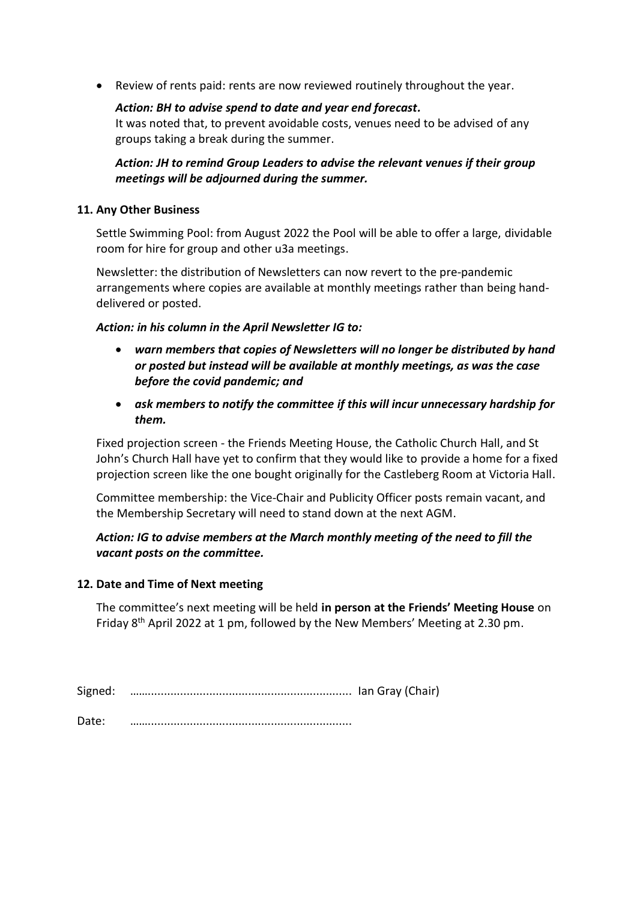- Review of rents paid: rents are now reviewed routinely throughout the year.

  ***Action: BH to advise spend to date and year end forecast.***
  It was noted that, to prevent avoidable costs, venues need to be advised of any groups taking a break during the summer.

  ***Action: JH to remind Group Leaders to advise the relevant venues if their group meetings will be adjourned during the summer.***

**11. Any Other Business**

Settle Swimming Pool: from August 2022 the Pool will be able to offer a large, dividable room for hire for group and other u3a meetings.

Newsletter: the distribution of Newsletters can now revert to the pre-pandemic arrangements where copies are available at monthly meetings rather than being hand-delivered or posted.

***Action: in his column in the April Newsletter IG to:***

- ***warn members that copies of Newsletters will no longer be distributed by hand or posted but instead will be available at monthly meetings, as was the case before the covid pandemic; and***
- ***ask members to notify the committee if this will incur unnecessary hardship for them.***

Fixed projection screen - the Friends Meeting House, the Catholic Church Hall, and St John's Church Hall have yet to confirm that they would like to provide a home for a fixed projection screen like the one bought originally for the Castleberg Room at Victoria Hall.

Committee membership: the Vice-Chair and Publicity Officer posts remain vacant, and the Membership Secretary will need to stand down at the next AGM.

***Action: IG to advise members at the March monthly meeting of the need to fill the vacant posts on the committee.***

**12. Date and Time of Next meeting**

The committee's next meeting will be held **in person at the Friends' Meeting House** on Friday 8th April 2022 at 1 pm, followed by the New Members' Meeting at 2.30 pm.

Signed: ..................................................................... Ian Gray (Chair)

Date: .....................................................................